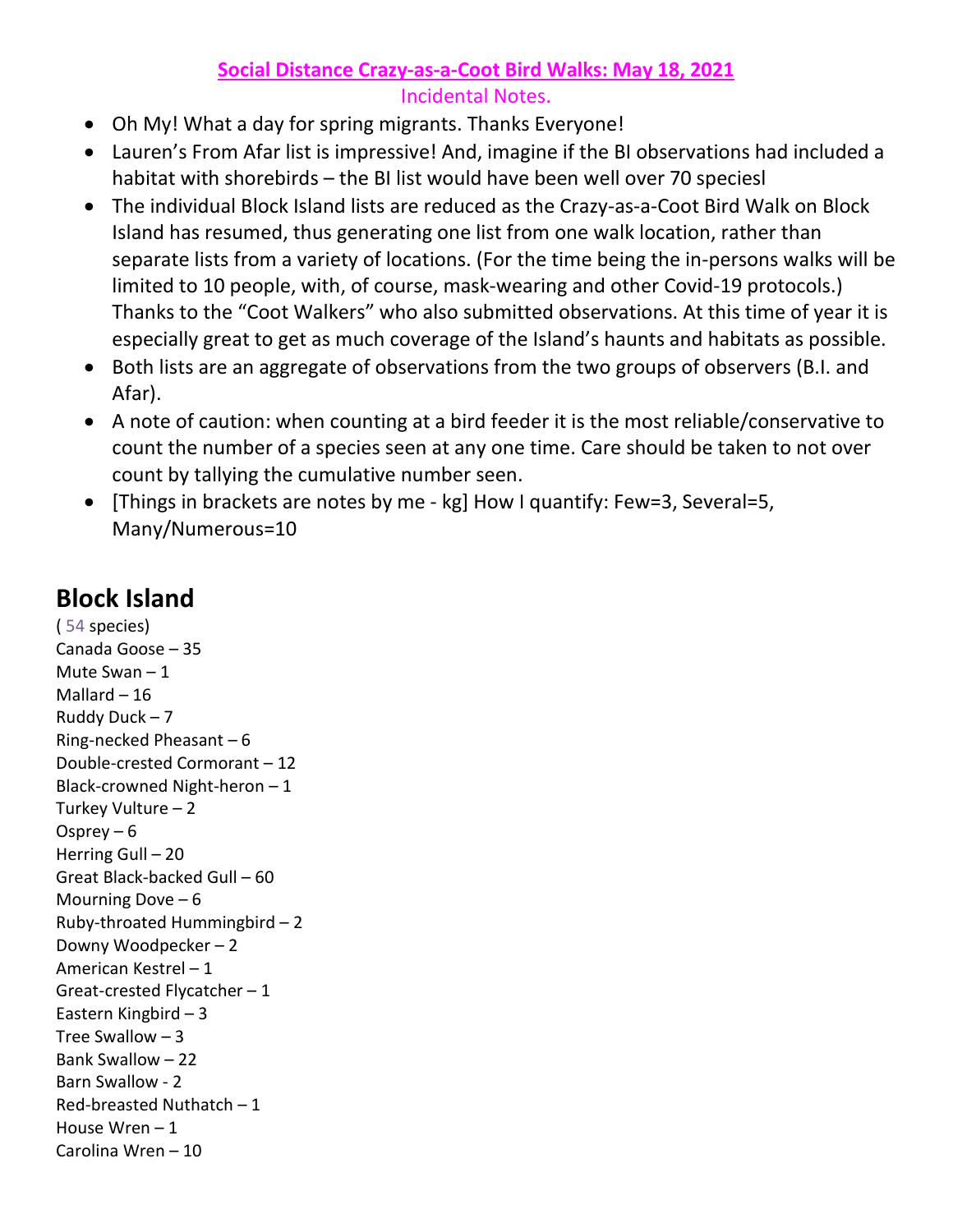**Social Distance Crazy-as-a-Coot Bird Walks: May 18, 2021**

Incidental Notes.

- Oh My! What a day for spring migrants. Thanks Everyone!
- Lauren's From Afar list is impressive! And, imagine if the BI observations had included a habitat with shorebirds – the BI list would have been well over 70 speciesl
- The individual Block Island lists are reduced as the Crazy-as-a-Coot Bird Walk on Block Island has resumed, thus generating one list from one walk location, rather than separate lists from a variety of locations. (For the time being the in-persons walks will be limited to 10 people, with, of course, mask-wearing and other Covid-19 protocols.) Thanks to the "Coot Walkers" who also submitted observations. At this time of year it is especially great to get as much coverage of the Island's haunts and habitats as possible.
- Both lists are an aggregate of observations from the two groups of observers (B.I. and Afar).
- A note of caution: when counting at a bird feeder it is the most reliable/conservative to count the number of a species seen at any one time. Care should be taken to not over count by tallying the cumulative number seen.
- [Things in brackets are notes by me - kg] How I quantify: Few=3, Several=5, Many/Numerous=10

# Block Island

( 54 species)
Canada Goose – 35
Mute Swan – 1
Mallard – 16
Ruddy Duck – 7
Ring-necked Pheasant – 6
Double-crested Cormorant – 12
Black-crowned Night-heron – 1
Turkey Vulture – 2
Osprey – 6
Herring Gull – 20
Great Black-backed Gull – 60
Mourning Dove – 6
Ruby-throated Hummingbird – 2
Downy Woodpecker – 2
American Kestrel – 1
Great-crested Flycatcher – 1
Eastern Kingbird – 3
Tree Swallow – 3
Bank Swallow – 22
Barn Swallow - 2
Red-breasted Nuthatch – 1
House Wren – 1
Carolina Wren – 10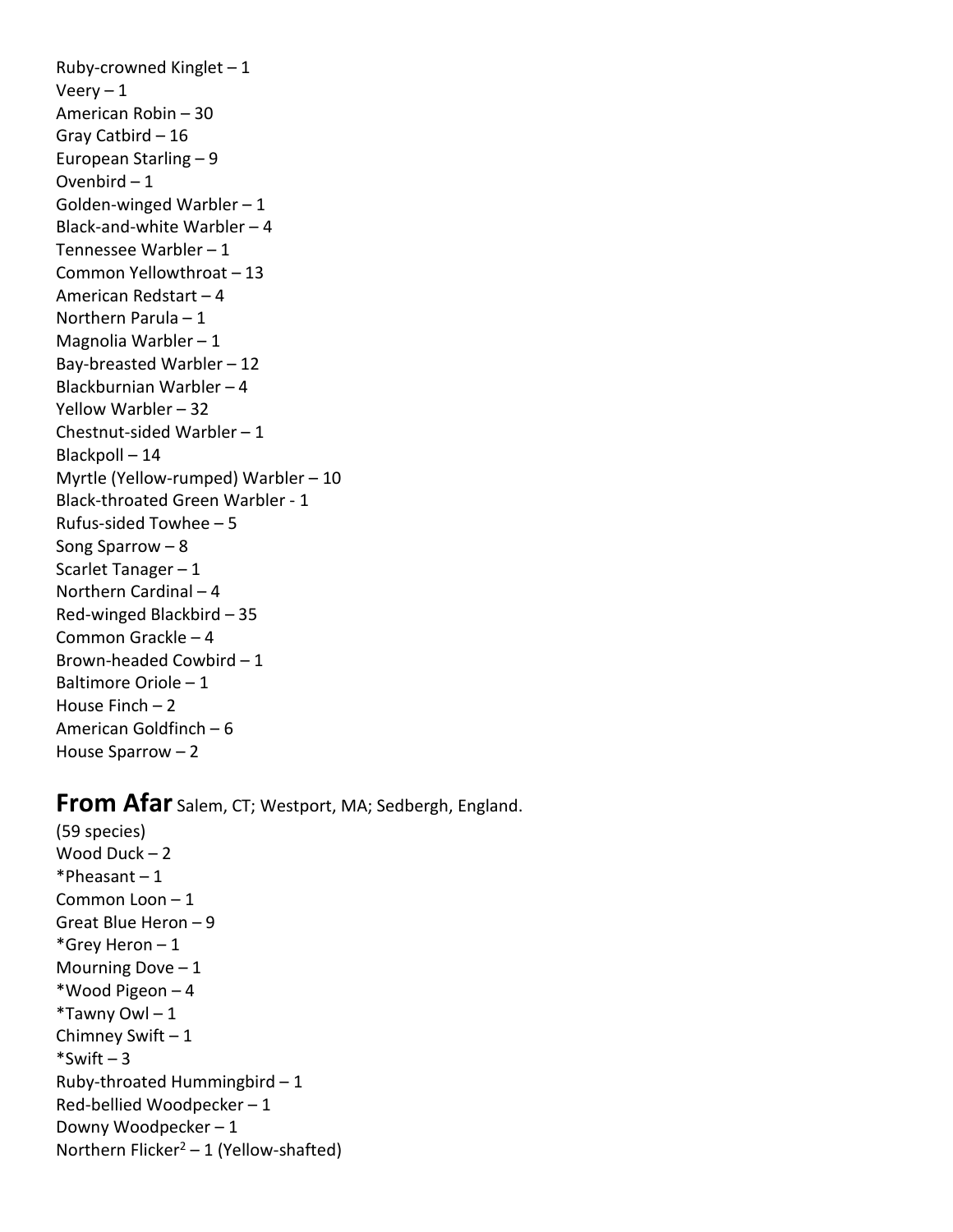Ruby-crowned Kinglet – 1
Veery – 1
American Robin – 30
Gray Catbird – 16
European Starling – 9
Ovenbird – 1
Golden-winged Warbler – 1
Black-and-white Warbler – 4
Tennessee Warbler – 1
Common Yellowthroat – 13
American Redstart – 4
Northern Parula – 1
Magnolia Warbler – 1
Bay-breasted Warbler – 12
Blackburnian Warbler – 4
Yellow Warbler – 32
Chestnut-sided Warbler – 1
Blackpoll – 14
Myrtle (Yellow-rumped) Warbler – 10
Black-throated Green Warbler - 1
Rufus-sided Towhee – 5
Song Sparrow – 8
Scarlet Tanager – 1
Northern Cardinal – 4
Red-winged Blackbird – 35
Common Grackle – 4
Brown-headed Cowbird – 1
Baltimore Oriole – 1
House Finch – 2
American Goldfinch – 6
House Sparrow – 2

## From Afar Salem, CT; Westport, MA; Sedbergh, England.

(59 species)
Wood Duck – 2
*Pheasant – 1
Common Loon – 1
Great Blue Heron – 9
*Grey Heron – 1
Mourning Dove – 1
*Wood Pigeon – 4
*Tawny Owl – 1
Chimney Swift – 1
*Swift – 3
Ruby-throated Hummingbird – 1
Red-bellied Woodpecker – 1
Downy Woodpecker – 1
Northern Flicker[2] – 1 (Yellow-shafted)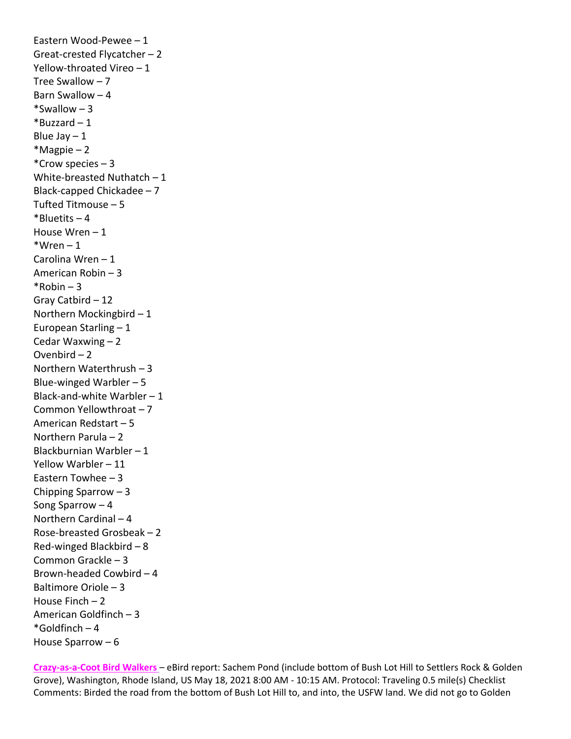Eastern Wood-Pewee – 1
Great-crested Flycatcher – 2
Yellow-throated Vireo – 1
Tree Swallow – 7
Barn Swallow – 4
*Swallow – 3
*Buzzard – 1
Blue Jay – 1
*Magpie – 2
*Crow species – 3
White-breasted Nuthatch – 1
Black-capped Chickadee – 7
Tufted Titmouse – 5
*Bluetits – 4
House Wren – 1
*Wren – 1
Carolina Wren – 1
American Robin – 3
*Robin – 3
Gray Catbird – 12
Northern Mockingbird – 1
European Starling – 1
Cedar Waxwing – 2
Ovenbird – 2
Northern Waterthrush – 3
Blue-winged Warbler – 5
Black-and-white Warbler – 1
Common Yellowthroat – 7
American Redstart – 5
Northern Parula – 2
Blackburnian Warbler – 1
Yellow Warbler – 11
Eastern Towhee – 3
Chipping Sparrow – 3
Song Sparrow – 4
Northern Cardinal – 4
Rose-breasted Grosbeak – 2
Red-winged Blackbird – 8
Common Grackle – 3
Brown-headed Cowbird – 4
Baltimore Oriole – 3
House Finch – 2
American Goldfinch – 3
*Goldfinch – 4
House Sparrow – 6

**Crazy-as-a-Coot Bird Walkers** – eBird report: Sachem Pond (include bottom of Bush Lot Hill to Settlers Rock & Golden Grove), Washington, Rhode Island, US May 18, 2021 8:00 AM - 10:15 AM. Protocol: Traveling 0.5 mile(s) Checklist Comments: Birded the road from the bottom of Bush Lot Hill to, and into, the USFW land. We did not go to Golden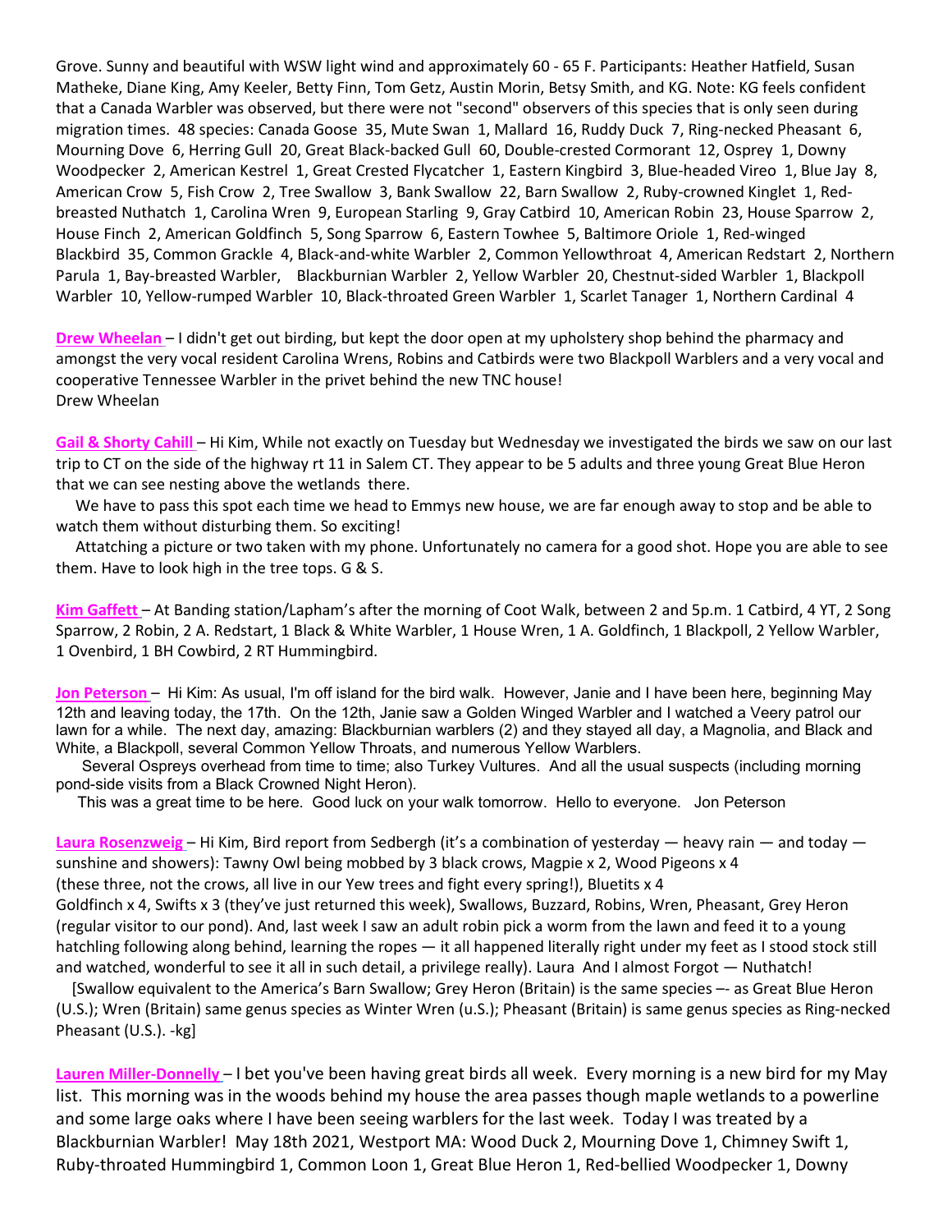Grove. Sunny and beautiful with WSW light wind and approximately 60 - 65 F. Participants: Heather Hatfield, Susan Matheke, Diane King, Amy Keeler, Betty Finn, Tom Getz, Austin Morin, Betsy Smith, and KG. Note: KG feels confident that a Canada Warbler was observed, but there were not "second" observers of this species that is only seen during migration times. 48 species: Canada Goose 35, Mute Swan 1, Mallard 16, Ruddy Duck 7, Ring-necked Pheasant 6, Mourning Dove 6, Herring Gull 20, Great Black-backed Gull 60, Double-crested Cormorant 12, Osprey 1, Downy Woodpecker 2, American Kestrel 1, Great Crested Flycatcher 1, Eastern Kingbird 3, Blue-headed Vireo 1, Blue Jay 8, American Crow 5, Fish Crow 2, Tree Swallow 3, Bank Swallow 22, Barn Swallow 2, Ruby-crowned Kinglet 1, Red-breasted Nuthatch 1, Carolina Wren 3, European Starling 9, Gray Catbird 10, American Robin 23, House Sparrow 2, House Finch 2, American Goldfinch 5, Song Sparrow 6, Eastern Towhee 5, Baltimore Oriole 1, Red-winged Blackbird 35, Common Grackle 4, Black-and-white Warbler 2, Common Yellowthroat 4, American Redstart 2, Northern Parula 1, Bay-breasted Warbler, Blackburnian Warbler 2, Yellow Warbler 20, Chestnut-sided Warbler 1, Blackpoll Warbler 10, Yellow-rumped Warbler 10, Black-throated Green Warbler 1, Scarlet Tanager 1, Northern Cardinal 4

**Drew Wheelan** – I didn't get out birding, but kept the door open at my upholstery shop behind the pharmacy and amongst the very vocal resident Carolina Wrens, Robins and Catbirds were two Blackpoll Warblers and a very vocal and cooperative Tennessee Warbler in the privet behind the new TNC house!
Drew Wheelan

**Gail & Shorty Cahill** – Hi Kim, While not exactly on Tuesday but Wednesday we investigated the birds we saw on our last trip to CT on the side of the highway rt 11 in Salem CT. They appear to be 5 adults and three young Great Blue Heron that we can see nesting above the wetlands there.

We have to pass this spot each time we head to Emmys new house, we are far enough away to stop and be able to watch them without disturbing them. So exciting!

Attatching a picture or two taken with my phone. Unfortunately no camera for a good shot. Hope you are able to see them. Have to look high in the tree tops. G & S.

**Kim Gaffett** – At Banding station/Lapham's after the morning of Coot Walk, between 2 and 5p.m. 1 Catbird, 4 YT, 2 Song Sparrow, 2 Robin, 2 A. Redstart, 1 Black & White Warbler, 1 House Wren, 1 A. Goldfinch, 1 Blackpoll, 2 Yellow Warbler, 1 Ovenbird, 1 BH Cowbird, 2 RT Hummingbird.

**Jon Peterson** – Hi Kim: As usual, I'm off island for the bird walk. However, Janie and I have been here, beginning May 12th and leaving today, the 17th. On the 12th, Janie saw a Golden Winged Warbler and I watched a Veery patrol our lawn for a while. The next day, amazing: Blackburnian warblers (2) and they stayed all day, a Magnolia, and Black and White, a Blackpoll, several Common Yellow Throats, and numerous Yellow Warblers.

Several Ospreys overhead from time to time; also Turkey Vultures. And all the usual suspects (including morning pond-side visits from a Black Crowned Night Heron).

This was a great time to be here. Good luck on your walk tomorrow. Hello to everyone. Jon Peterson

**Laura Rosenzweig** – Hi Kim, Bird report from Sedbergh (it's a combination of yesterday — heavy rain — and today — sunshine and showers): Tawny Owl being mobbed by 3 black crows, Magpie x 2, Wood Pigeons x 4 (these three, not the crows, all live in our Yew trees and fight every spring!), Bluetits x 4
Goldfinch x 4, Swifts x 3 (they've just returned this week), Swallows, Buzzard, Robins, Wren, Pheasant, Grey Heron (regular visitor to our pond). And, last week I saw an adult robin pick a worm from the lawn and feed it to a young hatchling following along behind, learning the ropes — it all happened literally right under my feet as I stood stock still and watched, wonderful to see it all in such detail, a privilege really). Laura And I almost Forgot — Nuthatch!

[Swallow equivalent to the America's Barn Swallow; Grey Heron (Britain) is the same species –- as Great Blue Heron (U.S.); Wren (Britain) same genus species as Winter Wren (u.S.); Pheasant (Britain) is same genus species as Ring-necked Pheasant (U.S.). -kg]

**Lauren Miller-Donnelly** – I bet you've been having great birds all week. Every morning is a new bird for my May list. This morning was in the woods behind my house the area passes though maple wetlands to a powerline and some large oaks where I have been seeing warblers for the last week. Today I was treated by a Blackburnian Warbler! May 18th 2021, Westport MA: Wood Duck 2, Mourning Dove 1, Chimney Swift 1, Ruby-throated Hummingbird 1, Common Loon 1, Great Blue Heron 1, Red-bellied Woodpecker 1, Downy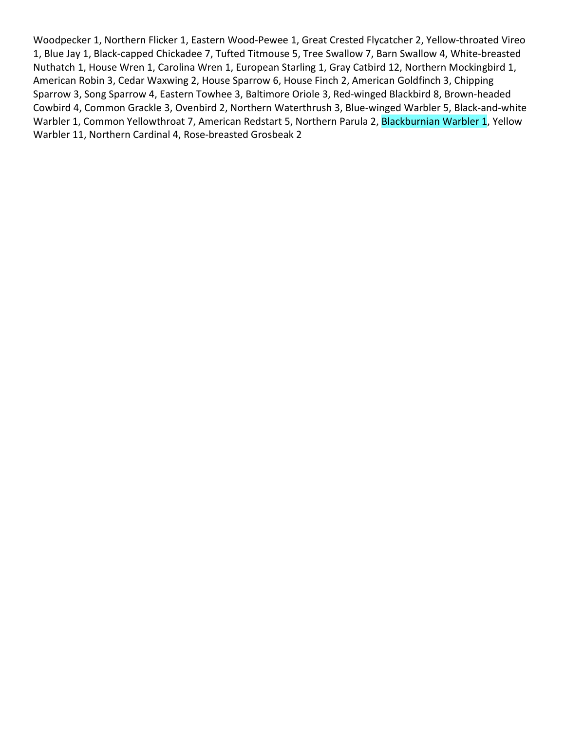Woodpecker 1, Northern Flicker 1, Eastern Wood-Pewee 1, Great Crested Flycatcher 2, Yellow-throated Vireo 1, Blue Jay 1, Black-capped Chickadee 7, Tufted Titmouse 5, Tree Swallow 7, Barn Swallow 4, White-breasted Nuthatch 1, House Wren 1, Carolina Wren 1, European Starling 1, Gray Catbird 12, Northern Mockingbird 1, American Robin 3, Cedar Waxwing 2, House Sparrow 6, House Finch 2, American Goldfinch 3, Chipping Sparrow 3, Song Sparrow 4, Eastern Towhee 3, Baltimore Oriole 3, Red-winged Blackbird 8, Brown-headed Cowbird 4, Common Grackle 3, Ovenbird 2, Northern Waterthrush 3, Blue-winged Warbler 5, Black-and-white Warbler 1, Common Yellowthroat 7, American Redstart 5, Northern Parula 2, Blackburnian Warbler 1, Yellow Warbler 11, Northern Cardinal 4, Rose-breasted Grosbeak 2